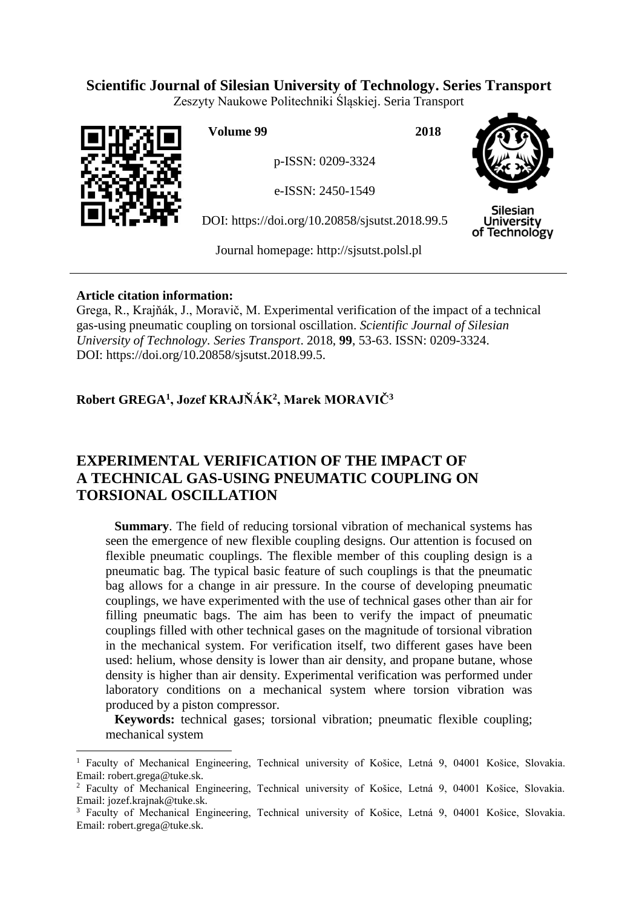**Scientific Journal of Silesian University of Technology. Series Transport**

Zeszyty Naukowe Politechniki Śląskiej. Seria Transport

**Volume 99** **2018**

p-ISSN: 0209-3324

e-ISSN: 2450-1549

DOI: https://doi.org/10.20858/sjsutst.2018.99.5

Journal homepage: http://sjsutst.polsl.pl

---

**Article citation information:**

Grega, R., Krajňák, J., Moravič, M. Experimental verification of the impact of a technical gas-using pneumatic coupling on torsional oscillation. *Scientific Journal of Silesian University of Technology. Series Transport*. 2018, **99**, 53-63. ISSN: 0209-3324. DOI: https://doi.org/10.20858/sjsutst.2018.99.5.

**Robert GREGA[1], Jozef KRAJŇÁK[2], Marek MORAVIČ[3]**

# EXPERIMENTAL VERIFICATION OF THE IMPACT OF A TECHNICAL GAS-USING PNEUMATIC COUPLING ON TORSIONAL OSCILLATION

**Summary**. The field of reducing torsional vibration of mechanical systems has seen the emergence of new flexible coupling designs. Our attention is focused on flexible pneumatic couplings. The flexible member of this coupling design is a pneumatic bag. The typical basic feature of such couplings is that the pneumatic bag allows for a change in air pressure. In the course of developing pneumatic couplings, we have experimented with the use of technical gases other than air for filling pneumatic bags. The aim has been to verify the impact of pneumatic couplings filled with other technical gases on the magnitude of torsional vibration in the mechanical system. For verification itself, two different gases have been used: helium, whose density is lower than air density, and propane butane, whose density is higher than air density. Experimental verification was performed under laboratory conditions on a mechanical system where torsion vibration was produced by a piston compressor.

**Keywords:** technical gases; torsional vibration; pneumatic flexible coupling; mechanical system

---

[1] Faculty of Mechanical Engineering, Technical university of Košice, Letná 9, 04001 Košice, Slovakia. Email: robert.grega@tuke.sk.

[2] Faculty of Mechanical Engineering, Technical university of Košice, Letná 9, 04001 Košice, Slovakia. Email: jozef.krajnak@tuke.sk.

[3] Faculty of Mechanical Engineering, Technical university of Košice, Letná 9, 04001 Košice, Slovakia. Email: robert.grega@tuke.sk.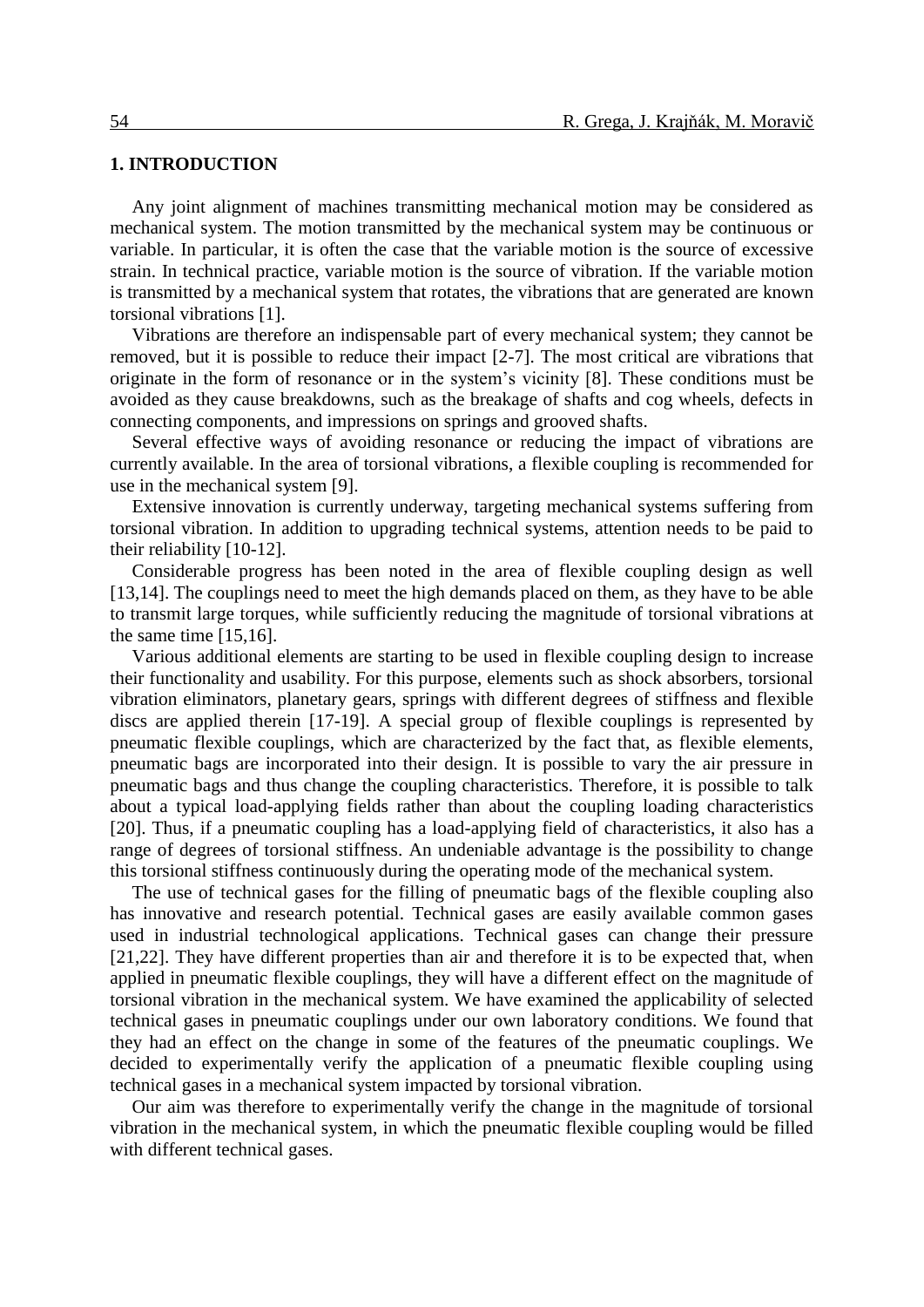## 1. INTRODUCTION

Any joint alignment of machines transmitting mechanical motion may be considered as mechanical system. The motion transmitted by the mechanical system may be continuous or variable. In particular, it is often the case that the variable motion is the source of excessive strain. In technical practice, variable motion is the source of vibration. If the variable motion is transmitted by a mechanical system that rotates, the vibrations that are generated are known torsional vibrations [1].

Vibrations are therefore an indispensable part of every mechanical system; they cannot be removed, but it is possible to reduce their impact [2-7]. The most critical are vibrations that originate in the form of resonance or in the system's vicinity [8]. These conditions must be avoided as they cause breakdowns, such as the breakage of shafts and cog wheels, defects in connecting components, and impressions on springs and grooved shafts.

Several effective ways of avoiding resonance or reducing the impact of vibrations are currently available. In the area of torsional vibrations, a flexible coupling is recommended for use in the mechanical system [9].

Extensive innovation is currently underway, targeting mechanical systems suffering from torsional vibration. In addition to upgrading technical systems, attention needs to be paid to their reliability [10-12].

Considerable progress has been noted in the area of flexible coupling design as well [13,14]. The couplings need to meet the high demands placed on them, as they have to be able to transmit large torques, while sufficiently reducing the magnitude of torsional vibrations at the same time [15,16].

Various additional elements are starting to be used in flexible coupling design to increase their functionality and usability. For this purpose, elements such as shock absorbers, torsional vibration eliminators, planetary gears, springs with different degrees of stiffness and flexible discs are applied therein [17-19]. A special group of flexible couplings is represented by pneumatic flexible couplings, which are characterized by the fact that, as flexible elements, pneumatic bags are incorporated into their design. It is possible to vary the air pressure in pneumatic bags and thus change the coupling characteristics. Therefore, it is possible to talk about a typical load-applying fields rather than about the coupling loading characteristics [20]. Thus, if a pneumatic coupling has a load-applying field of characteristics, it also has a range of degrees of torsional stiffness. An undeniable advantage is the possibility to change this torsional stiffness continuously during the operating mode of the mechanical system.

The use of technical gases for the filling of pneumatic bags of the flexible coupling also has innovative and research potential. Technical gases are easily available common gases used in industrial technological applications. Technical gases can change their pressure [21,22]. They have different properties than air and therefore it is to be expected that, when applied in pneumatic flexible couplings, they will have a different effect on the magnitude of torsional vibration in the mechanical system. We have examined the applicability of selected technical gases in pneumatic couplings under our own laboratory conditions. We found that they had an effect on the change in some of the features of the pneumatic couplings. We decided to experimentally verify the application of a pneumatic flexible coupling using technical gases in a mechanical system impacted by torsional vibration.

Our aim was therefore to experimentally verify the change in the magnitude of torsional vibration in the mechanical system, in which the pneumatic flexible coupling would be filled with different technical gases.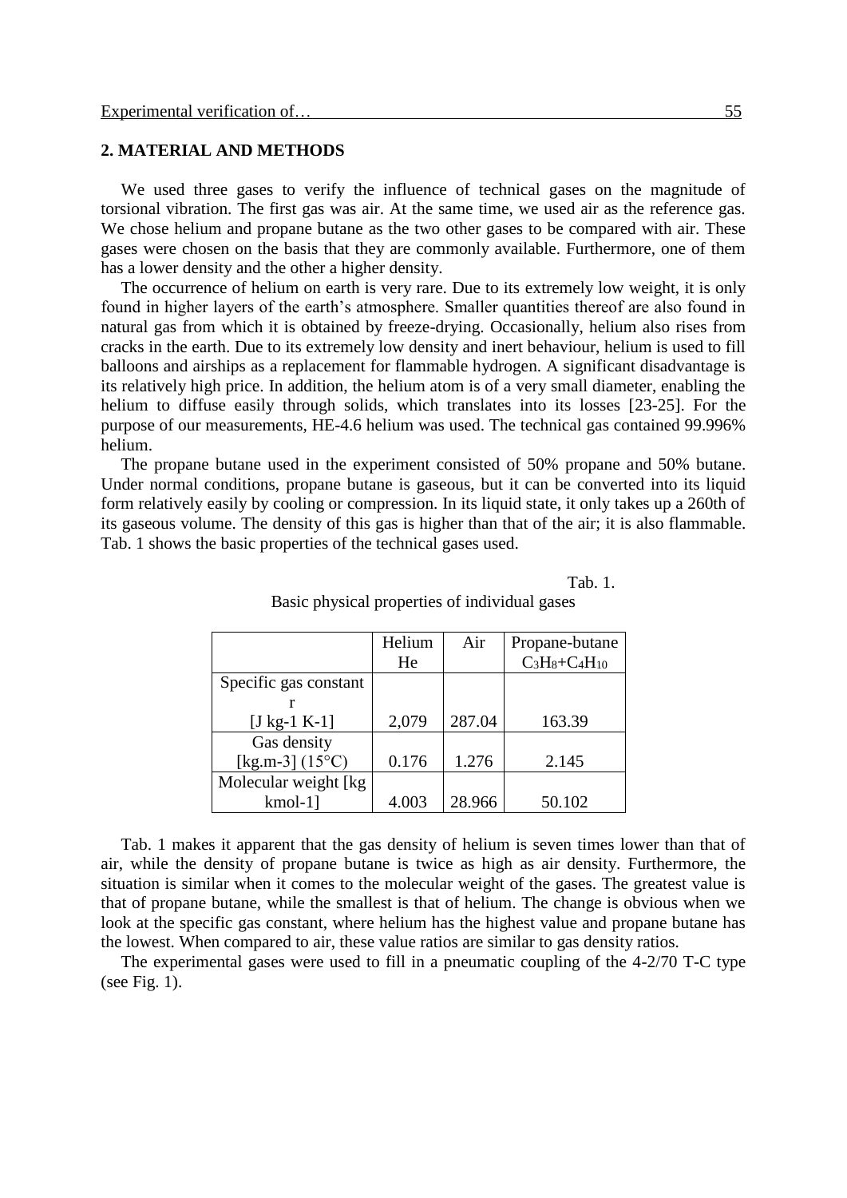## 2. MATERIAL AND METHODS

We used three gases to verify the influence of technical gases on the magnitude of torsional vibration. The first gas was air. At the same time, we used air as the reference gas. We chose helium and propane butane as the two other gases to be compared with air. These gases were chosen on the basis that they are commonly available. Furthermore, one of them has a lower density and the other a higher density.

The occurrence of helium on earth is very rare. Due to its extremely low weight, it is only found in higher layers of the earth's atmosphere. Smaller quantities thereof are also found in natural gas from which it is obtained by freeze-drying. Occasionally, helium also rises from cracks in the earth. Due to its extremely low density and inert behaviour, helium is used to fill balloons and airships as a replacement for flammable hydrogen. A significant disadvantage is its relatively high price. In addition, the helium atom is of a very small diameter, enabling the helium to diffuse easily through solids, which translates into its losses [23-25]. For the purpose of our measurements, HE-4.6 helium was used. The technical gas contained 99.996% helium.

The propane butane used in the experiment consisted of 50% propane and 50% butane. Under normal conditions, propane butane is gaseous, but it can be converted into its liquid form relatively easily by cooling or compression. In its liquid state, it only takes up a 260th of its gaseous volume. The density of this gas is higher than that of the air; it is also flammable. Tab. 1 shows the basic properties of the technical gases used.

Tab. 1.

Basic physical properties of individual gases

| | Helium He | Air | Propane-butane $C_3H_8+C_4H_{10}$ |
|---|---|---|---|
| Specific gas constant r [J kg-1 K-1] | 2,079 | 287.04 | 163.39 |
| Gas density [kg.m-3] (15°C) | 0.176 | 1.276 | 2.145 |
| Molecular weight [kg kmol-1] | 4.003 | 28.966 | 50.102 |

Tab. 1 makes it apparent that the gas density of helium is seven times lower than that of air, while the density of propane butane is twice as high as air density. Furthermore, the situation is similar when it comes to the molecular weight of the gases. The greatest value is that of propane butane, while the smallest is that of helium. The change is obvious when we look at the specific gas constant, where helium has the highest value and propane butane has the lowest. When compared to air, these value ratios are similar to gas density ratios.

The experimental gases were used to fill in a pneumatic coupling of the 4-2/70 T-C type (see Fig. 1).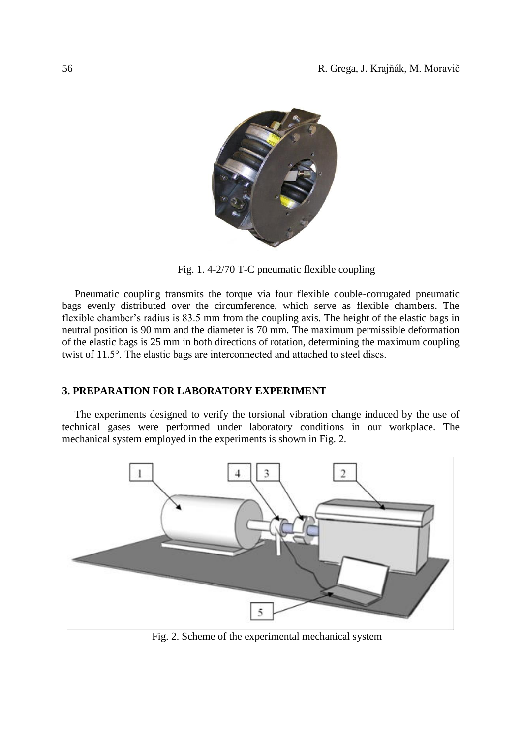Fig. 1. 4-2/70 T-C pneumatic flexible coupling

Pneumatic coupling transmits the torque via four flexible double-corrugated pneumatic bags evenly distributed over the circumference, which serve as flexible chambers. The flexible chamber's radius is 83.5 mm from the coupling axis. The height of the elastic bags in neutral position is 90 mm and the diameter is 70 mm. The maximum permissible deformation of the elastic bags is 25 mm in both directions of rotation, determining the maximum coupling twist of 11.5°. The elastic bags are interconnected and attached to steel discs.

### 3. PREPARATION FOR LABORATORY EXPERIMENT

The experiments designed to verify the torsional vibration change induced by the use of technical gases were performed under laboratory conditions in our workplace. The mechanical system employed in the experiments is shown in Fig. 2.

Fig. 2. Scheme of the experimental mechanical system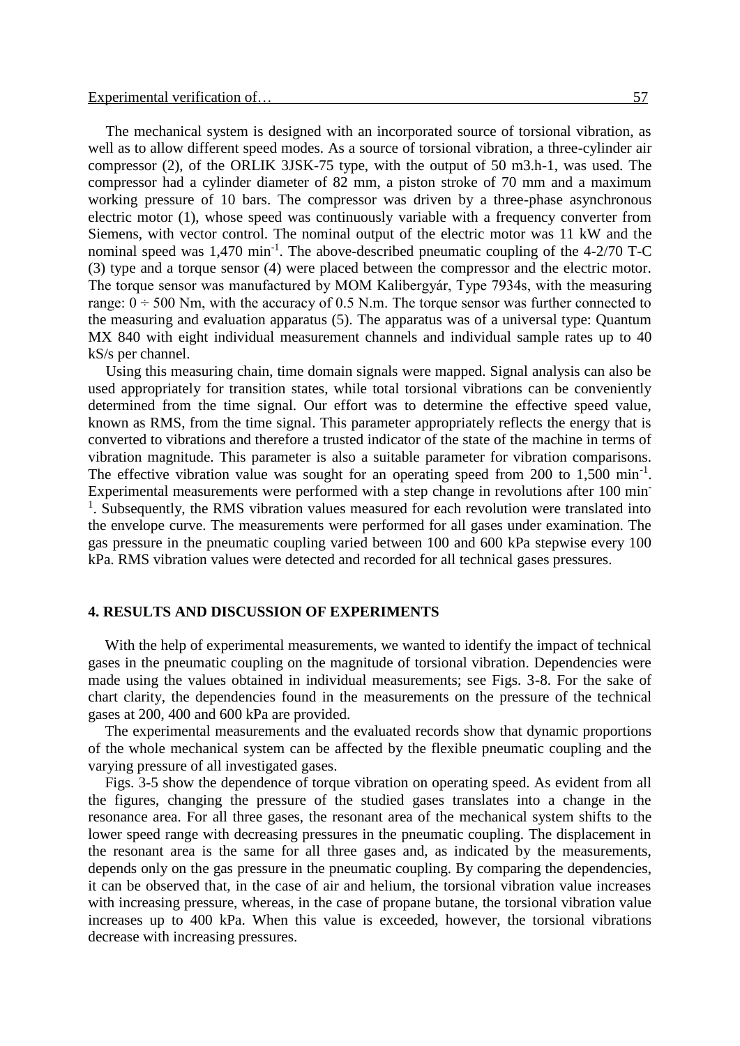The mechanical system is designed with an incorporated source of torsional vibration, as well as to allow different speed modes. As a source of torsional vibration, a three-cylinder air compressor (2), of the ORLIK 3JSK-75 type, with the output of 50 m3.h-1, was used. The compressor had a cylinder diameter of 82 mm, a piston stroke of 70 mm and a maximum working pressure of 10 bars. The compressor was driven by a three-phase asynchronous electric motor (1), whose speed was continuously variable with a frequency converter from Siemens, with vector control. The nominal output of the electric motor was 11 kW and the nominal speed was 1,470 $min^{-1}$. The above-described pneumatic coupling of the 4-2/70 T-C (3) type and a torque sensor (4) were placed between the compressor and the electric motor. The torque sensor was manufactured by MOM Kalibergyár, Type 7934s, with the measuring range: $0 \div 500$ Nm, with the accuracy of 0.5 N.m. The torque sensor was further connected to the measuring and evaluation apparatus (5). The apparatus was of a universal type: Quantum MX 840 with eight individual measurement channels and individual sample rates up to 40 kS/s per channel.

Using this measuring chain, time domain signals were mapped. Signal analysis can also be used appropriately for transition states, while total torsional vibrations can be conveniently determined from the time signal. Our effort was to determine the effective speed value, known as RMS, from the time signal. This parameter appropriately reflects the energy that is converted to vibrations and therefore a trusted indicator of the state of the machine in terms of vibration magnitude. This parameter is also a suitable parameter for vibration comparisons. The effective vibration value was sought for an operating speed from 200 to 1,500 $min^{-1}$. Experimental measurements were performed with a step change in revolutions after 100 $min^{-1}$. Subsequently, the RMS vibration values measured for each revolution were translated into the envelope curve. The measurements were performed for all gases under examination. The gas pressure in the pneumatic coupling varied between 100 and 600 kPa stepwise every 100 kPa. RMS vibration values were detected and recorded for all technical gases pressures.

## 4. RESULTS AND DISCUSSION OF EXPERIMENTS

With the help of experimental measurements, we wanted to identify the impact of technical gases in the pneumatic coupling on the magnitude of torsional vibration. Dependencies were made using the values obtained in individual measurements; see Figs. 3-8. For the sake of chart clarity, the dependencies found in the measurements on the pressure of the technical gases at 200, 400 and 600 kPa are provided.

The experimental measurements and the evaluated records show that dynamic proportions of the whole mechanical system can be affected by the flexible pneumatic coupling and the varying pressure of all investigated gases.

Figs. 3-5 show the dependence of torque vibration on operating speed. As evident from all the figures, changing the pressure of the studied gases translates into a change in the resonance area. For all three gases, the resonant area of the mechanical system shifts to the lower speed range with decreasing pressures in the pneumatic coupling. The displacement in the resonant area is the same for all three gases and, as indicated by the measurements, depends only on the gas pressure in the pneumatic coupling. By comparing the dependencies, it can be observed that, in the case of air and helium, the torsional vibration value increases with increasing pressure, whereas, in the case of propane butane, the torsional vibration value increases up to 400 kPa. When this value is exceeded, however, the torsional vibrations decrease with increasing pressures.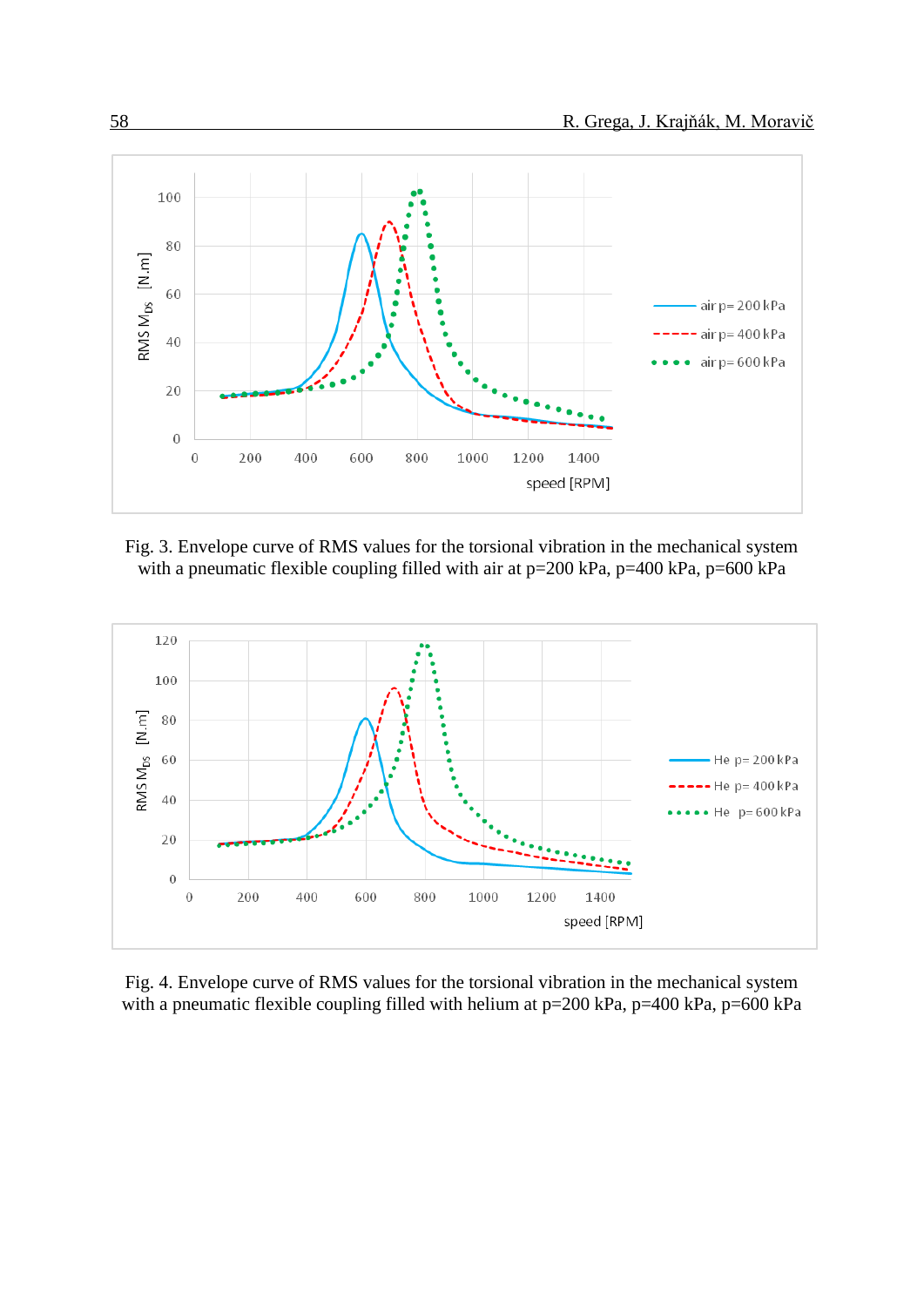Fig. 3. Envelope curve of RMS values for the torsional vibration in the mechanical system with a pneumatic flexible coupling filled with air at p=200 kPa, p=400 kPa, p=600 kPa

Fig. 4. Envelope curve of RMS values for the torsional vibration in the mechanical system with a pneumatic flexible coupling filled with helium at p=200 kPa, p=400 kPa, p=600 kPa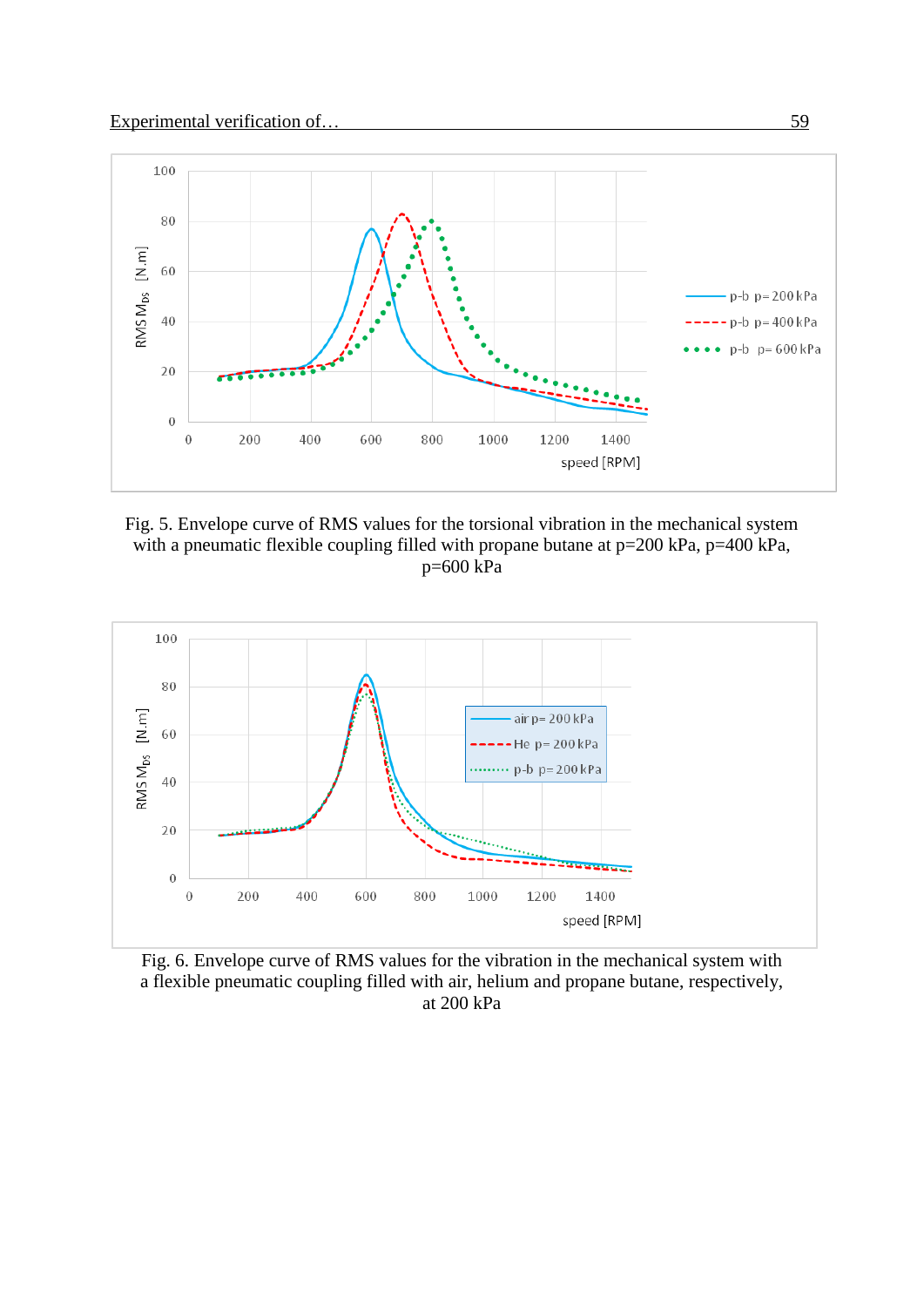Fig. 5. Envelope curve of RMS values for the torsional vibration in the mechanical system with a pneumatic flexible coupling filled with propane butane at p=200 kPa, p=400 kPa, p=600 kPa

Fig. 6. Envelope curve of RMS values for the vibration in the mechanical system with a flexible pneumatic coupling filled with air, helium and propane butane, respectively, at 200 kPa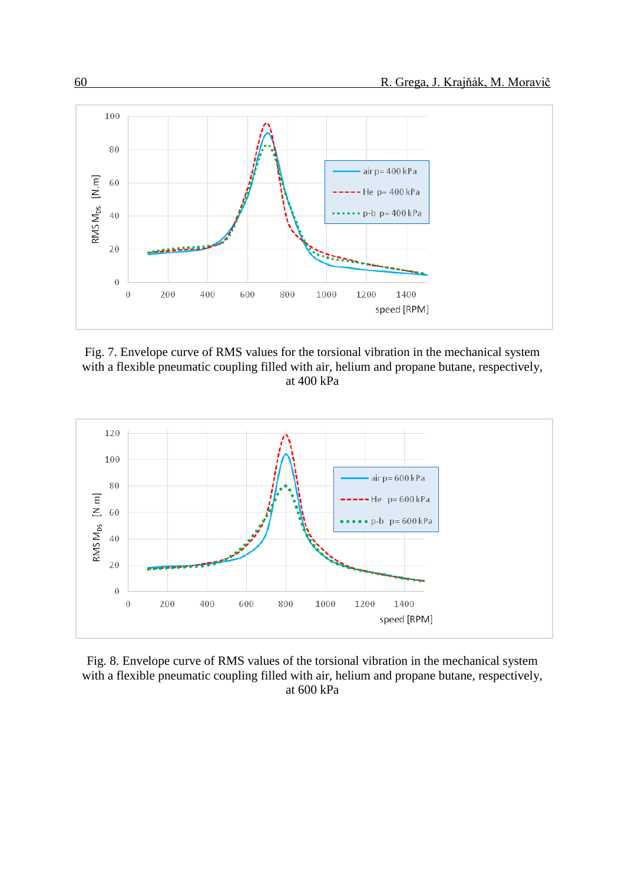Fig. 7. Envelope curve of RMS values for the torsional vibration in the mechanical system with a flexible pneumatic coupling filled with air, helium and propane butane, respectively, at 400 kPa

Fig. 8. Envelope curve of RMS values of the torsional vibration in the mechanical system with a flexible pneumatic coupling filled with air, helium and propane butane, respectively, at 600 kPa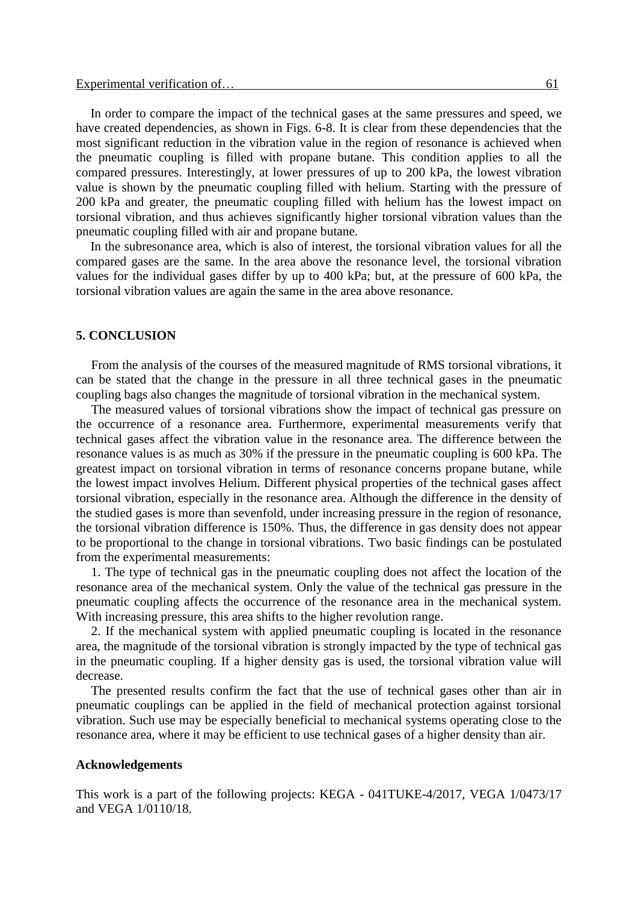In order to compare the impact of the technical gases at the same pressures and speed, we have created dependencies, as shown in Figs. 6-8. It is clear from these dependencies that the most significant reduction in the vibration value in the region of resonance is achieved when the pneumatic coupling is filled with propane butane. This condition applies to all the compared pressures. Interestingly, at lower pressures of up to 200 kPa, the lowest vibration value is shown by the pneumatic coupling filled with helium. Starting with the pressure of 200 kPa and greater, the pneumatic coupling filled with helium has the lowest impact on torsional vibration, and thus achieves significantly higher torsional vibration values than the pneumatic coupling filled with air and propane butane.

In the subresonance area, which is also of interest, the torsional vibration values for all the compared gases are the same. In the area above the resonance level, the torsional vibration values for the individual gases differ by up to 400 kPa; but, at the pressure of 600 kPa, the torsional vibration values are again the same in the area above resonance.

## 5. CONCLUSION

From the analysis of the courses of the measured magnitude of RMS torsional vibrations, it can be stated that the change in the pressure in all three technical gases in the pneumatic coupling bags also changes the magnitude of torsional vibration in the mechanical system.

The measured values of torsional vibrations show the impact of technical gas pressure on the occurrence of a resonance area. Furthermore, experimental measurements verify that technical gases affect the vibration value in the resonance area. The difference between the resonance values is as much as 30% if the pressure in the pneumatic coupling is 600 kPa. The greatest impact on torsional vibration in terms of resonance concerns propane butane, while the lowest impact involves Helium. Different physical properties of the technical gases affect torsional vibration, especially in the resonance area. Although the difference in the density of the studied gases is more than sevenfold, under increasing pressure in the region of resonance, the torsional vibration difference is 150%. Thus, the difference in gas density does not appear to be proportional to the change in torsional vibrations. Two basic findings can be postulated from the experimental measurements:

1. The type of technical gas in the pneumatic coupling does not affect the location of the resonance area of the mechanical system. Only the value of the technical gas pressure in the pneumatic coupling affects the occurrence of the resonance area in the mechanical system. With increasing pressure, this area shifts to the higher revolution range.

2. If the mechanical system with applied pneumatic coupling is located in the resonance area, the magnitude of the torsional vibration is strongly impacted by the type of technical gas in the pneumatic coupling. If a higher density gas is used, the torsional vibration value will decrease.

The presented results confirm the fact that the use of technical gases other than air in pneumatic couplings can be applied in the field of mechanical protection against torsional vibration. Such use may be especially beneficial to mechanical systems operating close to the resonance area, where it may be efficient to use technical gases of a higher density than air.

### Acknowledgements

This work is a part of the following projects: KEGA - 041TUKE-4/2017, VEGA 1/0473/17 and VEGA 1/0110/18.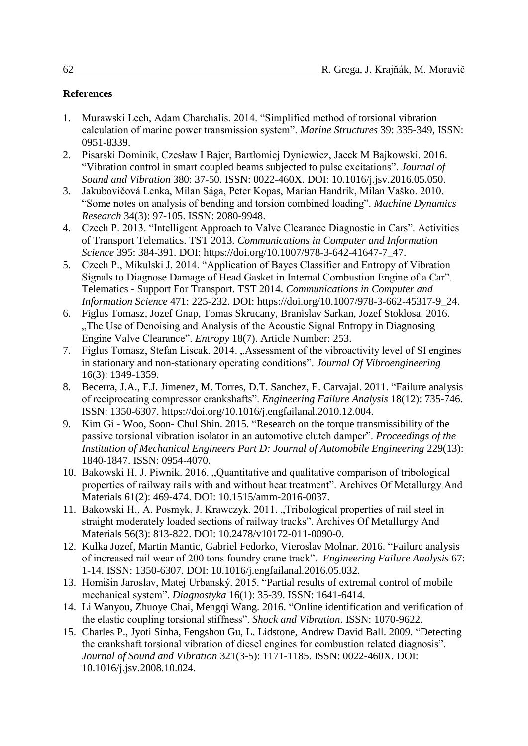**References**

1. Murawski Lech, Adam Charchalis. 2014. "Simplified method of torsional vibration calculation of marine power transmission system". *Marine Structures* 39: 335-349, ISSN: 0951-8339.
2. Pisarski Dominik, Czesław I Bajer, Bartłomiej Dyniewicz, Jacek M Bajkowski. 2016. "Vibration control in smart coupled beams subjected to pulse excitations". *Journal of Sound and Vibration* 380: 37-50. ISSN: 0022-460X. DOI: 10.1016/j.jsv.2016.05.050.
3. Jakubovičová Lenka, Milan Sága, Peter Kopas, Marian Handrik, Milan Vaško. 2010. "Some notes on analysis of bending and torsion combined loading". *Machine Dynamics Research* 34(3): 97-105. ISSN: 2080-9948.
4. Czech P. 2013. "Intelligent Approach to Valve Clearance Diagnostic in Cars". Activities of Transport Telematics. TST 2013. *Communications in Computer and Information Science* 395: 384-391. DOI: https://doi.org/10.1007/978-3-642-41647-7_47.
5. Czech P., Mikulski J. 2014. "Application of Bayes Classifier and Entropy of Vibration Signals to Diagnose Damage of Head Gasket in Internal Combustion Engine of a Car". Telematics - Support For Transport. TST 2014. *Communications in Computer and Information Science* 471: 225-232. DOI: https://doi.org/10.1007/978-3-662-45317-9_24.
6. Figlus Tomasz, Jozef Gnap, Tomas Skrucany, Branislav Sarkan, Jozef Stoklosa. 2016. „The Use of Denoising and Analysis of the Acoustic Signal Entropy in Diagnosing Engine Valve Clearance". *Entropy* 18(7). Article Number: 253.
7. Figlus Tomasz, Stefan Liscak. 2014. „Assessment of the vibroactivity level of SI engines in stationary and non-stationary operating conditions". *Journal Of Vibroengineering* 16(3): 1349-1359.
8. Becerra, J.A., F.J. Jimenez, M. Torres, D.T. Sanchez, E. Carvajal. 2011. "Failure analysis of reciprocating compressor crankshafts". *Engineering Failure Analysis* 18(12): 735-746. ISSN: 1350-6307. https://doi.org/10.1016/j.engfailanal.2010.12.004.
9. Kim Gi - Woo, Soon- Chul Shin. 2015. "Research on the torque transmissibility of the passive torsional vibration isolator in an automotive clutch damper". *Proceedings of the Institution of Mechanical Engineers Part D: Journal of Automobile Engineering* 229(13): 1840-1847. ISSN: 0954-4070.
10. Bakowski H. J. Piwnik. 2016. „Quantitative and qualitative comparison of tribological properties of railway rails with and without heat treatment". Archives Of Metallurgy And Materials 61(2): 469-474. DOI: 10.1515/amm-2016-0037.
11. Bakowski H., A. Posmyk, J. Krawczyk. 2011. „Tribological properties of rail steel in straight moderately loaded sections of railway tracks". Archives Of Metallurgy And Materials 56(3): 813-822. DOI: 10.2478/v10172-011-0090-0.
12. Kulka Jozef, Martin Mantic, Gabriel Fedorko, Vieroslav Molnar. 2016. "Failure analysis of increased rail wear of 200 tons foundry crane track". *Engineering Failure Analysis* 67: 1-14. ISSN: 1350-6307. DOI: 10.1016/j.engfailanal.2016.05.032.
13. Homišin Jaroslav, Matej Urbanský. 2015. "Partial results of extremal control of mobile mechanical system". *Diagnostyka* 16(1): 35-39. ISSN: 1641-6414.
14. Li Wanyou, Zhuoye Chai, Mengqi Wang. 2016. "Online identification and verification of the elastic coupling torsional stiffness". *Shock and Vibration*. ISSN: 1070-9622.
15. Charles P., Jyoti Sinha, Fengshou Gu, L. Lidstone, Andrew David Ball. 2009. "Detecting the crankshaft torsional vibration of diesel engines for combustion related diagnosis". *Journal of Sound and Vibration* 321(3-5): 1171-1185. ISSN: 0022-460X. DOI: 10.1016/j.jsv.2008.10.024.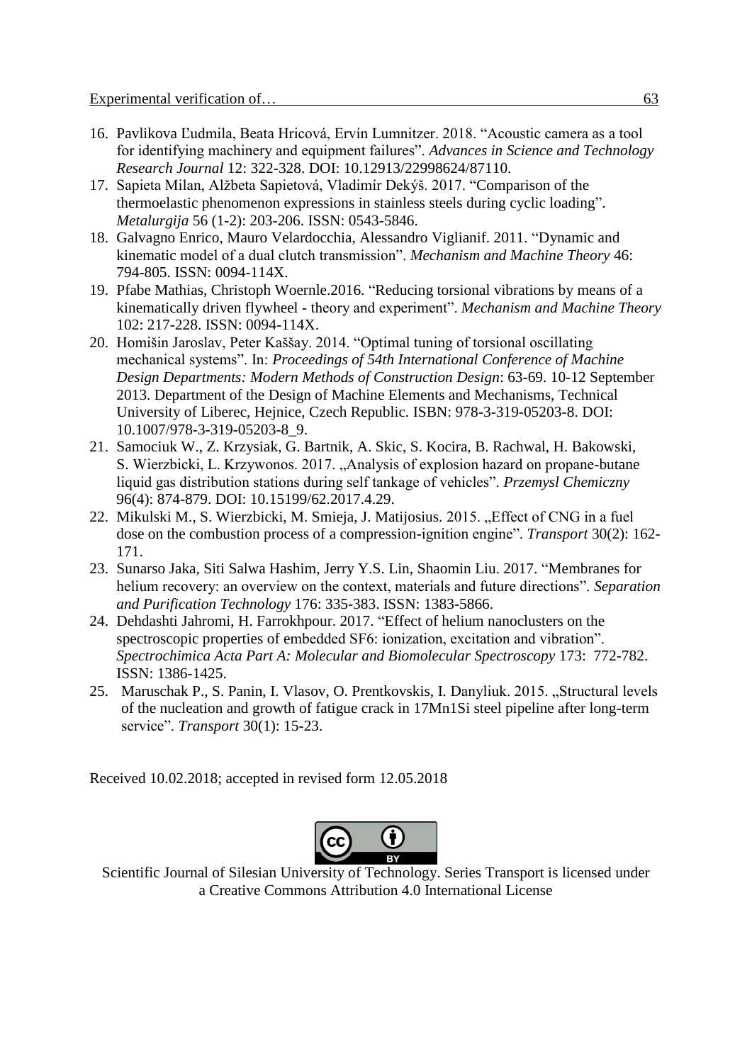16. Pavlikova Ľudmila, Beata Hricová, Ervín Lumnitzer. 2018. "Acoustic camera as a tool for identifying machinery and equipment failures". *Advances in Science and Technology Research Journal* 12: 322-328. DOI: 10.12913/22998624/87110.
17. Sapieta Milan, Alžbeta Sapietová, Vladimír Dekýš. 2017. "Comparison of the thermoelastic phenomenon expressions in stainless steels during cyclic loading". *Metalurgija* 56 (1-2): 203-206. ISSN: 0543-5846.
18. Galvagno Enrico, Mauro Velardocchia, Alessandro Viglianif. 2011. "Dynamic and kinematic model of a dual clutch transmission". *Mechanism and Machine Theory* 46: 794-805. ISSN: 0094-114X.
19. Pfabe Mathias, Christoph Woernle.2016. "Reducing torsional vibrations by means of a kinematically driven flywheel - theory and experiment". *Mechanism and Machine Theory* 102: 217-228. ISSN: 0094-114X.
20. Homišin Jaroslav, Peter Kaššay. 2014. "Optimal tuning of torsional oscillating mechanical systems". In: *Proceedings of 54th International Conference of Machine Design Departments: Modern Methods of Construction Design*: 63-69. 10-12 September 2013. Department of the Design of Machine Elements and Mechanisms, Technical University of Liberec, Hejnice, Czech Republic. ISBN: 978-3-319-05203-8. DOI: 10.1007/978-3-319-05203-8_9.
21. Samociuk W., Z. Krzysiak, G. Bartnik, A. Skic, S. Kocira, B. Rachwal, H. Bakowski, S. Wierzbicki, L. Krzywonos. 2017. „Analysis of explosion hazard on propane-butane liquid gas distribution stations during self tankage of vehicles". *Przemysl Chemiczny* 96(4): 874-879. DOI: 10.15199/62.2017.4.29.
22. Mikulski M., S. Wierzbicki, M. Smieja, J. Matijosius. 2015. „Effect of CNG in a fuel dose on the combustion process of a compression-ignition engine". *Transport* 30(2): 162-171.
23. Sunarso Jaka, Siti Salwa Hashim, Jerry Y.S. Lin, Shaomin Liu. 2017. "Membranes for helium recovery: an overview on the context, materials and future directions". *Separation and Purification Technology* 176: 335-383. ISSN: 1383-5866.
24. Dehdashti Jahromi, H. Farrokhpour. 2017. "Effect of helium nanoclusters on the spectroscopic properties of embedded SF6: ionization, excitation and vibration". *Spectrochimica Acta Part A: Molecular and Biomolecular Spectroscopy* 173: 772-782. ISSN: 1386-1425.
25. Maruschak P., S. Panin, I. Vlasov, O. Prentkovskis, I. Danyliuk. 2015. „Structural levels of the nucleation and growth of fatigue crack in 17Mn1Si steel pipeline after long-term service". *Transport* 30(1): 15-23.

Received 10.02.2018; accepted in revised form 12.05.2018

Scientific Journal of Silesian University of Technology. Series Transport is licensed under a Creative Commons Attribution 4.0 International License